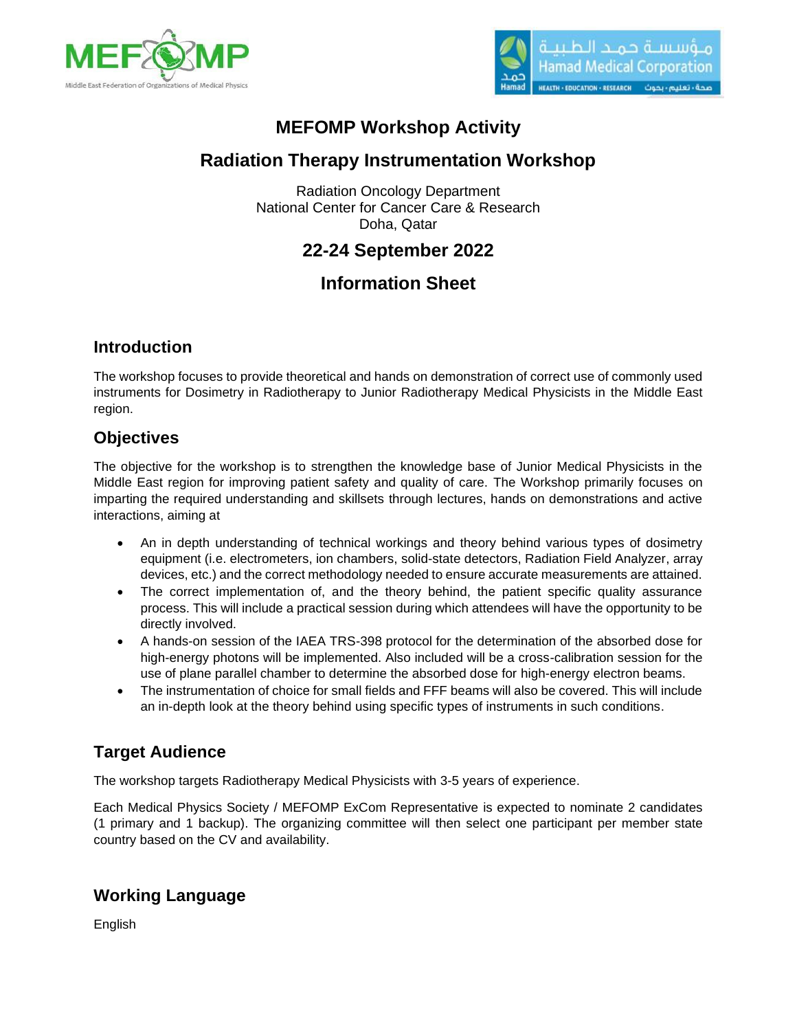# MEFOMP Workshop Activity

## Radiation Therapy Instrumentation Workshop

Radiation Oncology Department
National Center for Cancer Care & Research
Doha, Qatar

## 22-24 September 2022

## Information Sheet

### Introduction

The workshop focuses to provide theoretical and hands on demonstration of correct use of commonly used instruments for Dosimetry in Radiotherapy to Junior Radiotherapy Medical Physicists in the Middle East region.

### Objectives

The objective for the workshop is to strengthen the knowledge base of Junior Medical Physicists in the Middle East region for improving patient safety and quality of care. The Workshop primarily focuses on imparting the required understanding and skillsets through lectures, hands on demonstrations and active interactions, aiming at

- An in depth understanding of technical workings and theory behind various types of dosimetry equipment (i.e. electrometers, ion chambers, solid-state detectors, Radiation Field Analyzer, array devices, etc.) and the correct methodology needed to ensure accurate measurements are attained.
- The correct implementation of, and the theory behind, the patient specific quality assurance process. This will include a practical session during which attendees will have the opportunity to be directly involved.
- A hands-on session of the IAEA TRS-398 protocol for the determination of the absorbed dose for high-energy photons will be implemented. Also included will be a cross-calibration session for the use of plane parallel chamber to determine the absorbed dose for high-energy electron beams.
- The instrumentation of choice for small fields and FFF beams will also be covered. This will include an in-depth look at the theory behind using specific types of instruments in such conditions.

### Target Audience

The workshop targets Radiotherapy Medical Physicists with 3-5 years of experience.

Each Medical Physics Society / MEFOMP ExCom Representative is expected to nominate 2 candidates (1 primary and 1 backup). The organizing committee will then select one participant per member state country based on the CV and availability.

### Working Language

English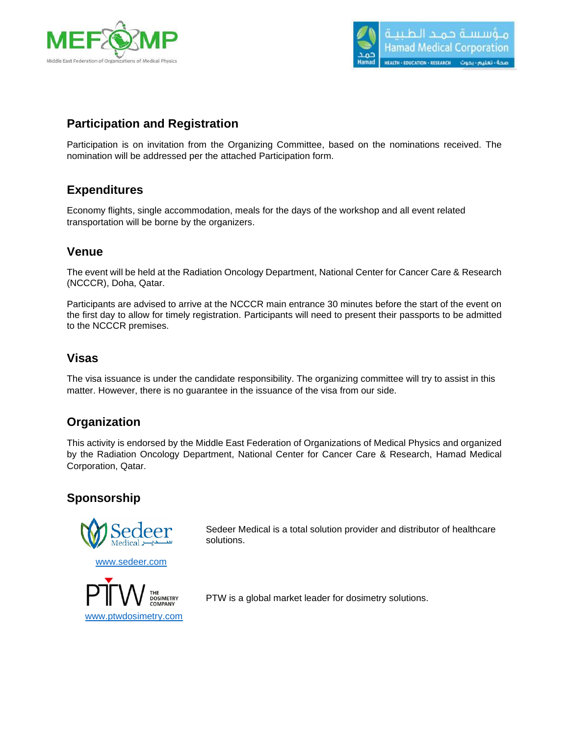## Participation and Registration

Participation is on invitation from the Organizing Committee, based on the nominations received. The nomination will be addressed per the attached Participation form.

## Expenditures

Economy flights, single accommodation, meals for the days of the workshop and all event related transportation will be borne by the organizers.

## Venue

The event will be held at the Radiation Oncology Department, National Center for Cancer Care & Research (NCCCR), Doha, Qatar.

Participants are advised to arrive at the NCCCR main entrance 30 minutes before the start of the event on the first day to allow for timely registration. Participants will need to present their passports to be admitted to the NCCCR premises.

## Visas

The visa issuance is under the candidate responsibility. The organizing committee will try to assist in this matter. However, there is no guarantee in the issuance of the visa from our side.

## Organization

This activity is endorsed by the Middle East Federation of Organizations of Medical Physics and organized by the Radiation Oncology Department, National Center for Cancer Care & Research, Hamad Medical Corporation, Qatar.

## Sponsorship

www.sedeer.com

Sedeer Medical is a total solution provider and distributor of healthcare solutions.

www.ptwdosimetry.com

PTW is a global market leader for dosimetry solutions.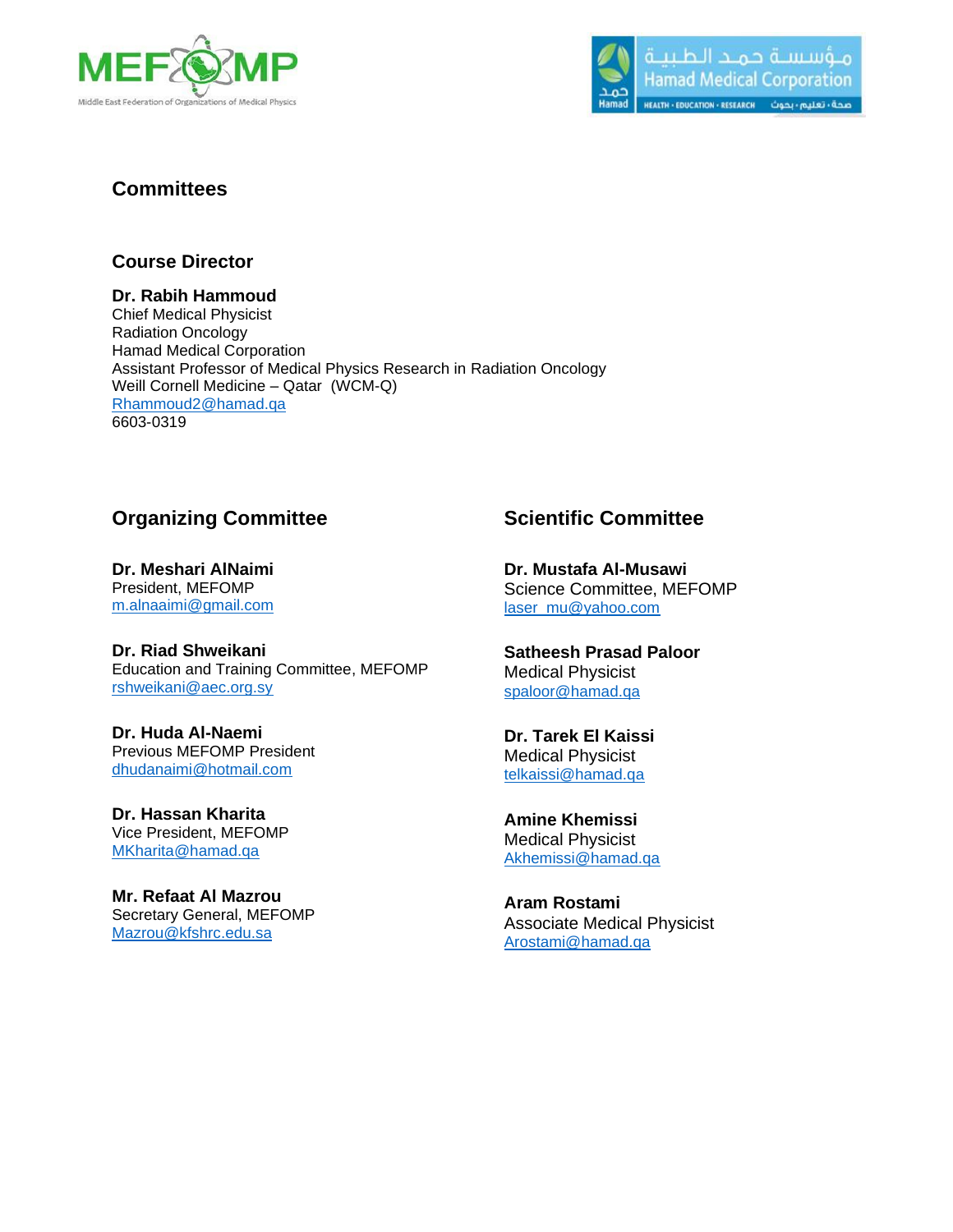## Committees

### Course Director

**Dr. Rabih Hammoud**
Chief Medical Physicist
Radiation Oncology
Hamad Medical Corporation
Assistant Professor of Medical Physics Research in Radiation Oncology
Weill Cornell Medicine – Qatar (WCM-Q)
Rhammoud2@hamad.qa
6603-0319

### Organizing Committee

**Dr. Meshari AlNaimi**
President, MEFOMP
m.alnaaimi@gmail.com

**Dr. Riad Shweikani**
Education and Training Committee, MEFOMP
rshweikani@aec.org.sy

**Dr. Huda Al-Naemi**
Previous MEFOMP President
dhudanaimi@hotmail.com

**Dr. Hassan Kharita**
Vice President, MEFOMP
MKharita@hamad.qa

**Mr. Refaat Al Mazrou**
Secretary General, MEFOMP
Mazrou@kfshrc.edu.sa

### Scientific Committee

**Dr. Mustafa Al-Musawi**
Science Committee, MEFOMP
laser_mu@yahoo.com

**Satheesh Prasad Paloor**
Medical Physicist
spaloor@hamad.qa

**Dr. Tarek El Kaissi**
Medical Physicist
telkaissi@hamad.qa

**Amine Khemissi**
Medical Physicist
Akhemissi@hamad.qa

**Aram Rostami**
Associate Medical Physicist
Arostami@hamad.qa